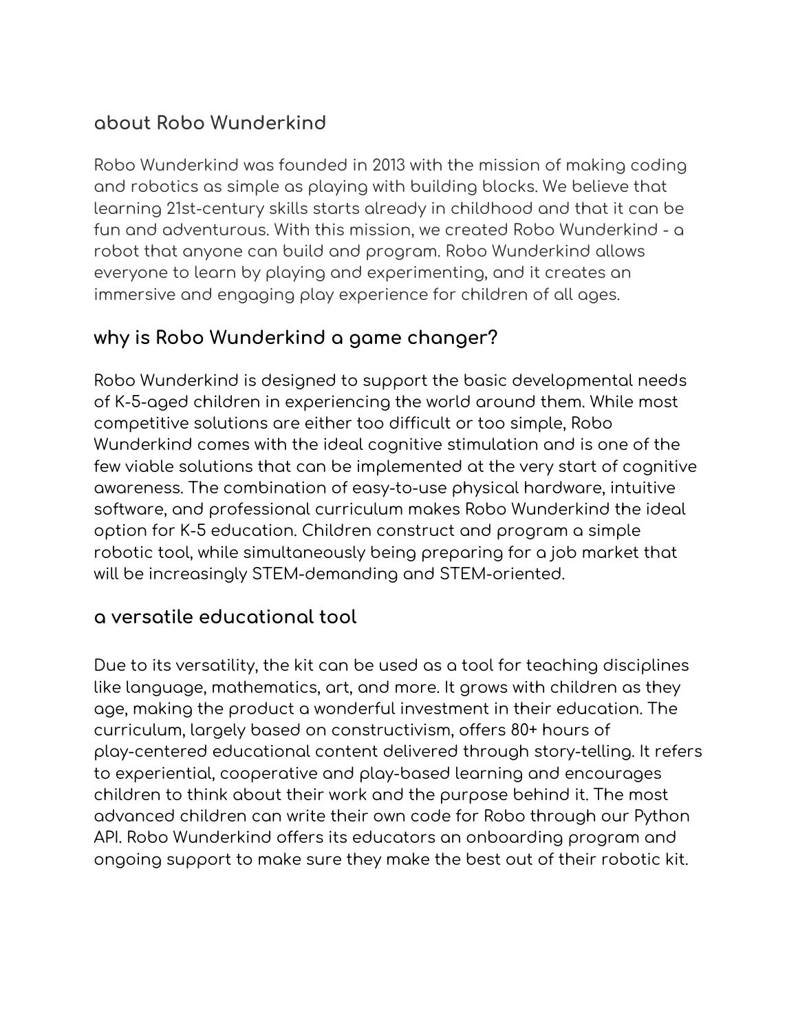## about Robo Wunderkind

Robo Wunderkind was founded in 2013 with the mission of making coding and robotics as simple as playing with building blocks. We believe that learning 21st-century skills starts already in childhood and that it can be fun and adventurous. With this mission, we created Robo Wunderkind - a robot that anyone can build and program. Robo Wunderkind allows everyone to learn by playing and experimenting, and it creates an immersive and engaging play experience for children of all ages.

## why is Robo Wunderkind a game changer?

Robo Wunderkind is designed to support the basic developmental needs of K-5-aged children in experiencing the world around them. While most competitive solutions are either too difficult or too simple, Robo Wunderkind comes with the ideal cognitive stimulation and is one of the few viable solutions that can be implemented at the very start of cognitive awareness. The combination of easy-to-use physical hardware, intuitive software, and professional curriculum makes Robo Wunderkind the ideal option for K-5 education. Children construct and program a simple robotic tool, while simultaneously being preparing for a job market that will be increasingly STEM-demanding and STEM-oriented.

## a versatile educational tool

Due to its versatility, the kit can be used as a tool for teaching disciplines like language, mathematics, art, and more. It grows with children as they age, making the product a wonderful investment in their education. The curriculum, largely based on constructivism, offers 80+ hours of play-centered educational content delivered through story-telling. It refers to experiential, cooperative and play-based learning and encourages children to think about their work and the purpose behind it. The most advanced children can write their own code for Robo through our Python API. Robo Wunderkind offers its educators an onboarding program and ongoing support to make sure they make the best out of their robotic kit.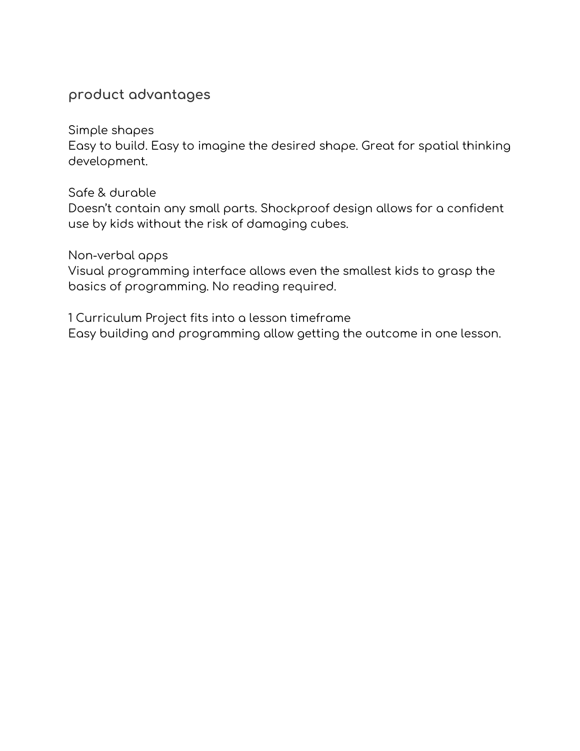## product advantages

Simple shapes
Easy to build. Easy to imagine the desired shape. Great for spatial thinking development.

Safe & durable
Doesn't contain any small parts. Shockproof design allows for a confident use by kids without the risk of damaging cubes.

Non-verbal apps
Visual programming interface allows even the smallest kids to grasp the basics of programming. No reading required.

1 Curriculum Project fits into a lesson timeframe
Easy building and programming allow getting the outcome in one lesson.